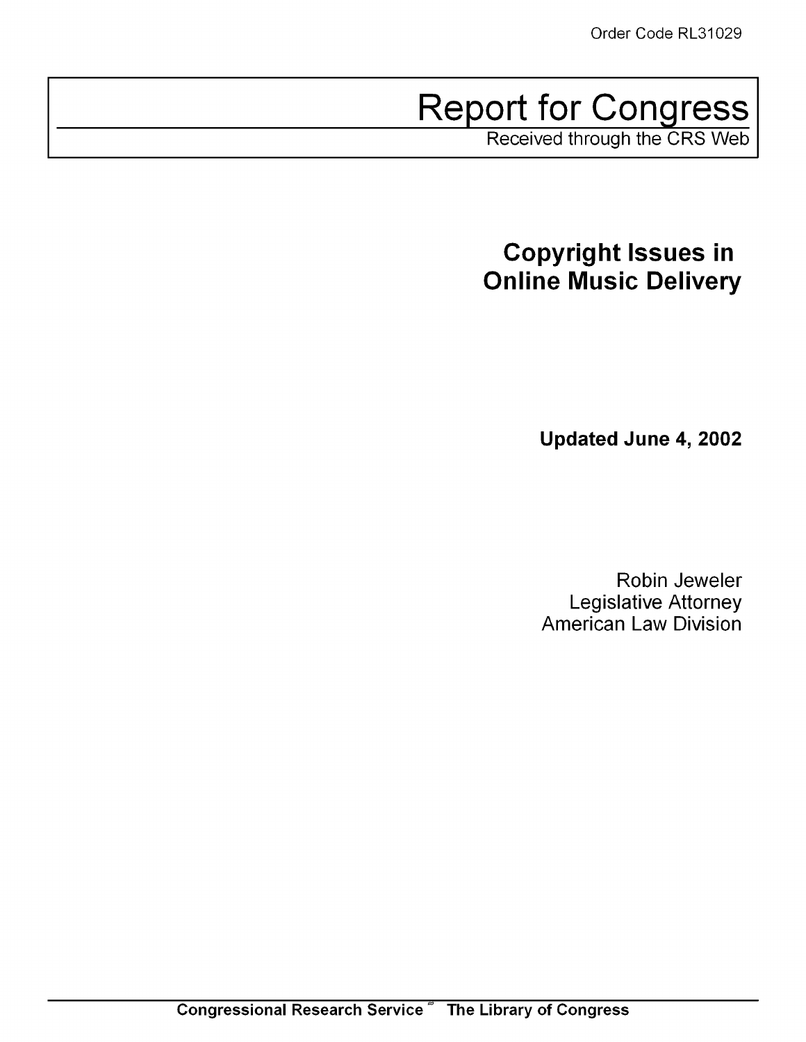Order Code RL31029

# Report for Congress

Received through the CRS Web

## Copyright Issues in Online Music Delivery

**Updated June 4, 2002**

Robin Jeweler
Legislative Attorney
American Law Division

**Congressional Research Service ˜ The Library of Congress**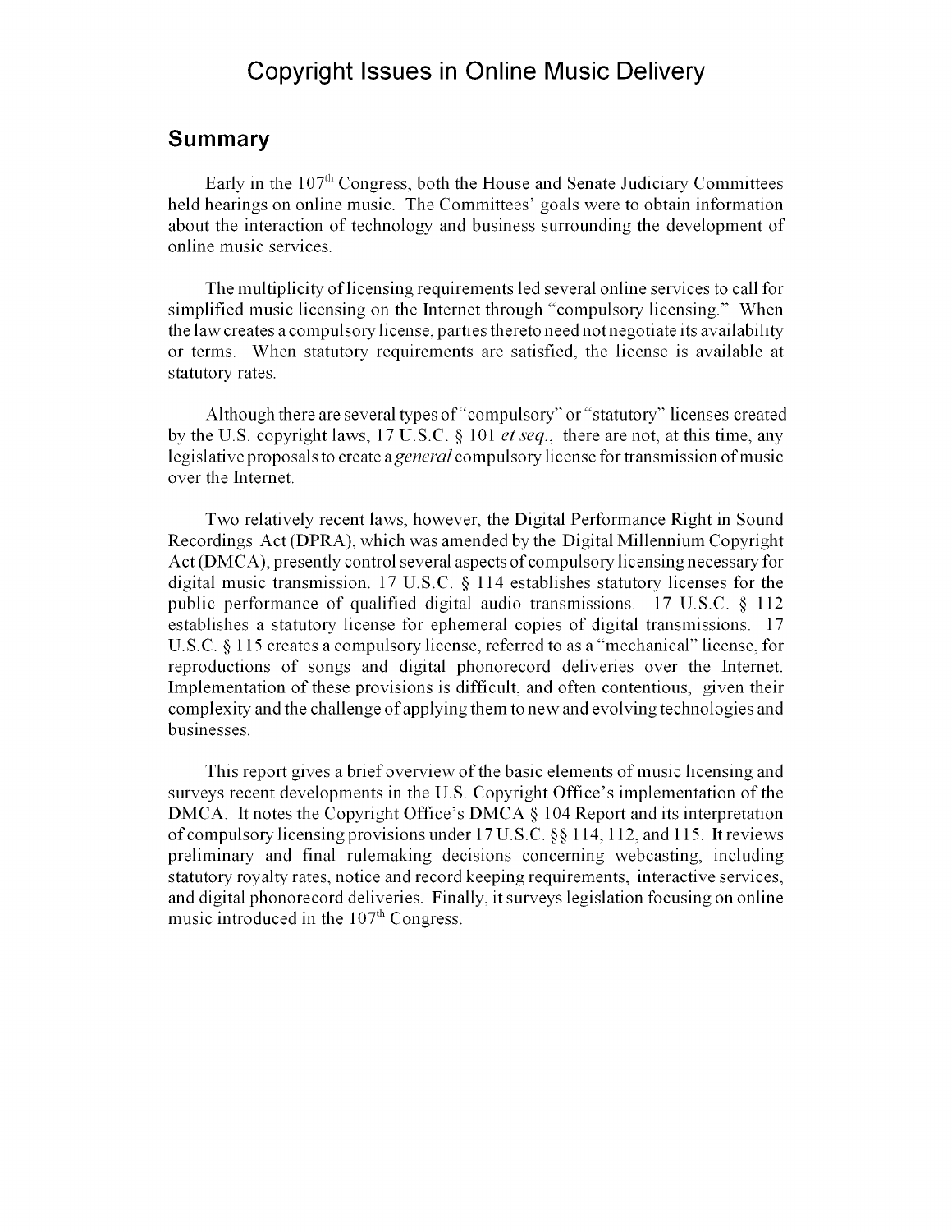# Copyright Issues in Online Music Delivery

## Summary

Early in the 107th Congress, both the House and Senate Judiciary Committees held hearings on online music. The Committees' goals were to obtain information about the interaction of technology and business surrounding the development of online music services.

The multiplicity of licensing requirements led several online services to call for simplified music licensing on the Internet through "compulsory licensing." When the law creates a compulsory license, parties thereto need not negotiate its availability or terms. When statutory requirements are satisfied, the license is available at statutory rates.

Although there are several types of "compulsory" or "statutory" licenses created by the U.S. copyright laws, 17 U.S.C. § 101 *et seq.*, there are not, at this time, any legislative proposals to create a *general* compulsory license for transmission of music over the Internet.

Two relatively recent laws, however, the Digital Performance Right in Sound Recordings Act (DPRA), which was amended by the Digital Millennium Copyright Act (DMCA), presently control several aspects of compulsory licensing necessary for digital music transmission. 17 U.S.C. § 114 establishes statutory licenses for the public performance of qualified digital audio transmissions. 17 U.S.C. § 112 establishes a statutory license for ephemeral copies of digital transmissions. 17 U.S.C. § 115 creates a compulsory license, referred to as a "mechanical" license, for reproductions of songs and digital phonorecord deliveries over the Internet. Implementation of these provisions is difficult, and often contentious, given their complexity and the challenge of applying them to new and evolving technologies and businesses.

This report gives a brief overview of the basic elements of music licensing and surveys recent developments in the U.S. Copyright Office's implementation of the DMCA. It notes the Copyright Office's DMCA § 104 Report and its interpretation of compulsory licensing provisions under 17 U.S.C. §§ 114, 112, and 115. It reviews preliminary and final rulemaking decisions concerning webcasting, including statutory royalty rates, notice and record keeping requirements, interactive services, and digital phonorecord deliveries. Finally, it surveys legislation focusing on online music introduced in the 107th Congress.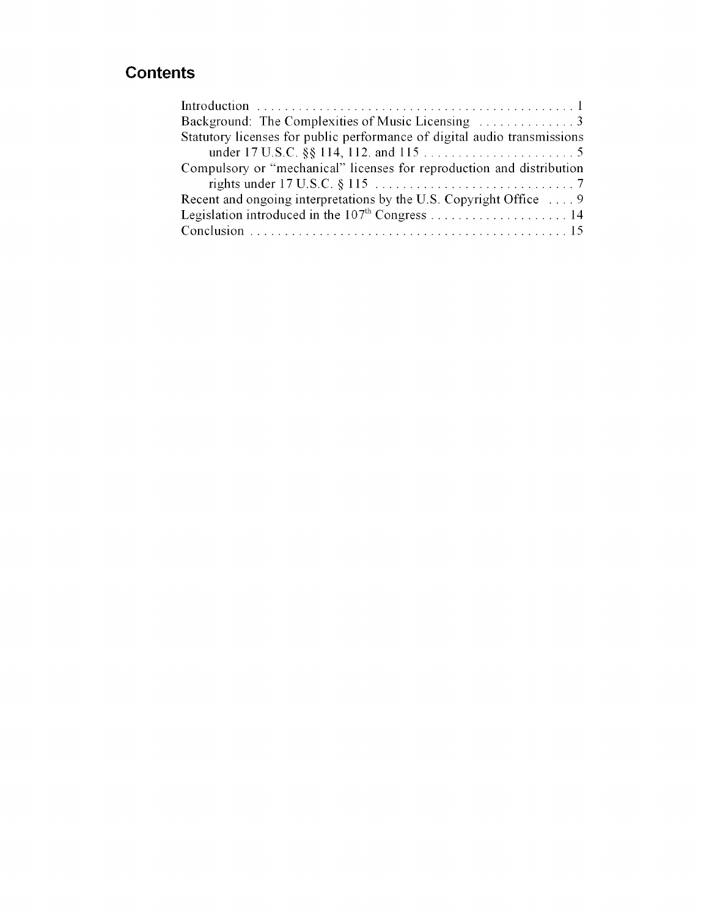## Contents

Introduction . . . . . . . . . . . . . . . . . . . . . . . . . . . . . . . . . . . . . . . . . . . . . . 1
Background: The Complexities of Music Licensing . . . . . . . . . . . . . . 3
Statutory licenses for public performance of digital audio transmissions under 17 U.S.C. §§ 114, 112. and 115 . . . . . . . . . . . . . . . . . . . . . . 5
Compulsory or "mechanical" licenses for reproduction and distribution rights under 17 U.S.C. § 115 . . . . . . . . . . . . . . . . . . . . . . . . . . . . . 7
Recent and ongoing interpretations by the U.S. Copyright Office . . . . 9
Legislation introduced in the 107th Congress . . . . . . . . . . . . . . . . . . . . 14
Conclusion . . . . . . . . . . . . . . . . . . . . . . . . . . . . . . . . . . . . . . . . . . . . . . 15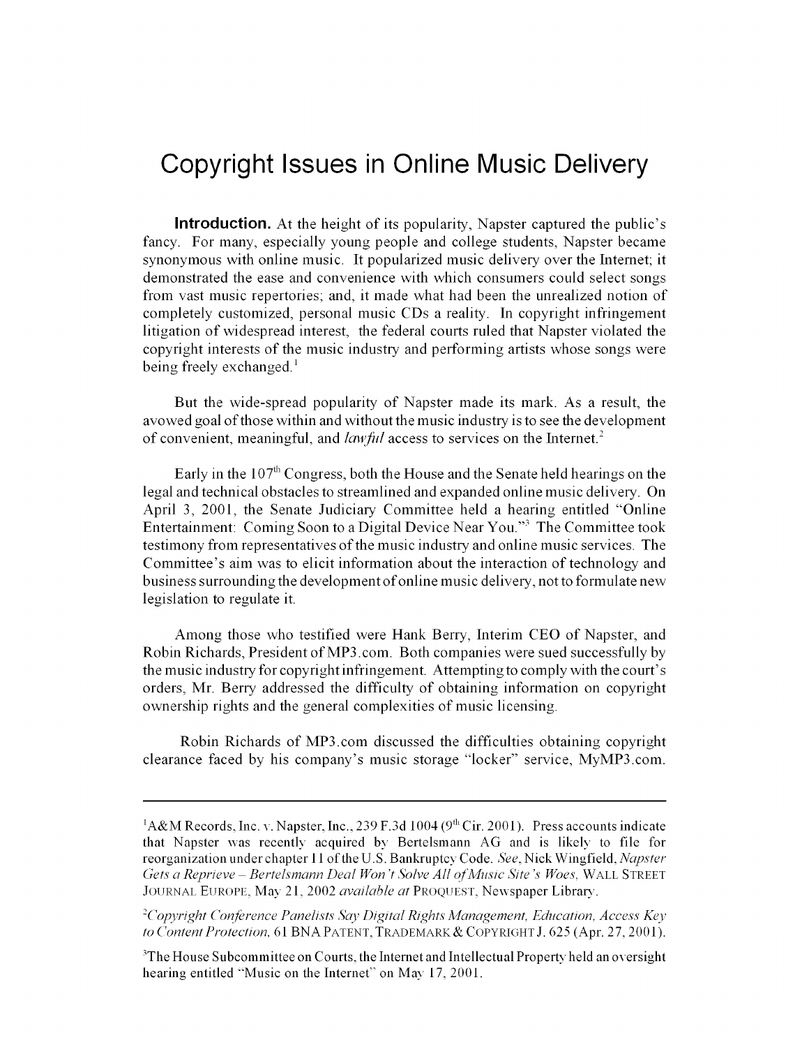# Copyright Issues in Online Music Delivery

**Introduction.** At the height of its popularity, Napster captured the public's fancy. For many, especially young people and college students, Napster became synonymous with online music. It popularized music delivery over the Internet; it demonstrated the ease and convenience with which consumers could select songs from vast music repertories; and, it made what had been the unrealized notion of completely customized, personal music CDs a reality. In copyright infringement litigation of widespread interest, the federal courts ruled that Napster violated the copyright interests of the music industry and performing artists whose songs were being freely exchanged.[1]

But the wide-spread popularity of Napster made its mark. As a result, the avowed goal of those within and without the music industry is to see the development of convenient, meaningful, and *lawful* access to services on the Internet.[2]

Early in the 107th Congress, both the House and the Senate held hearings on the legal and technical obstacles to streamlined and expanded online music delivery. On April 3, 2001, the Senate Judiciary Committee held a hearing entitled "Online Entertainment: Coming Soon to a Digital Device Near You."[3] The Committee took testimony from representatives of the music industry and online music services. The Committee's aim was to elicit information about the interaction of technology and business surrounding the development of online music delivery, not to formulate new legislation to regulate it.

Among those who testified were Hank Berry, Interim CEO of Napster, and Robin Richards, President of MP3.com. Both companies were sued successfully by the music industry for copyright infringement. Attempting to comply with the court's orders, Mr. Berry addressed the difficulty of obtaining information on copyright ownership rights and the general complexities of music licensing.

Robin Richards of MP3.com discussed the difficulties obtaining copyright clearance faced by his company's music storage "locker" service, MyMP3.com.

---

[1] A&M Records, Inc. v. Napster, Inc., 239 F.3d 1004 (9th Cir. 2001). Press accounts indicate that Napster was recently acquired by Bertelsmann AG and is likely to file for reorganization under chapter 11 of the U.S. Bankruptcy Code. *See*, Nick Wingfield, *Napster Gets a Reprieve – Bertelsmann Deal Won't Solve All of Music Site's Woes*, WALL STREET JOURNAL EUROPE, May 21, 2002 *available at* PROQUEST, Newspaper Library.

[2] *Copyright Conference Panelists Say Digital Rights Management, Education, Access Key to Content Protection*, 61 BNA PATENT, TRADEMARK & COPYRIGHT J. 625 (Apr. 27, 2001).

[3] The House Subcommittee on Courts, the Internet and Intellectual Property held an oversight hearing entitled "Music on the Internet" on May 17, 2001.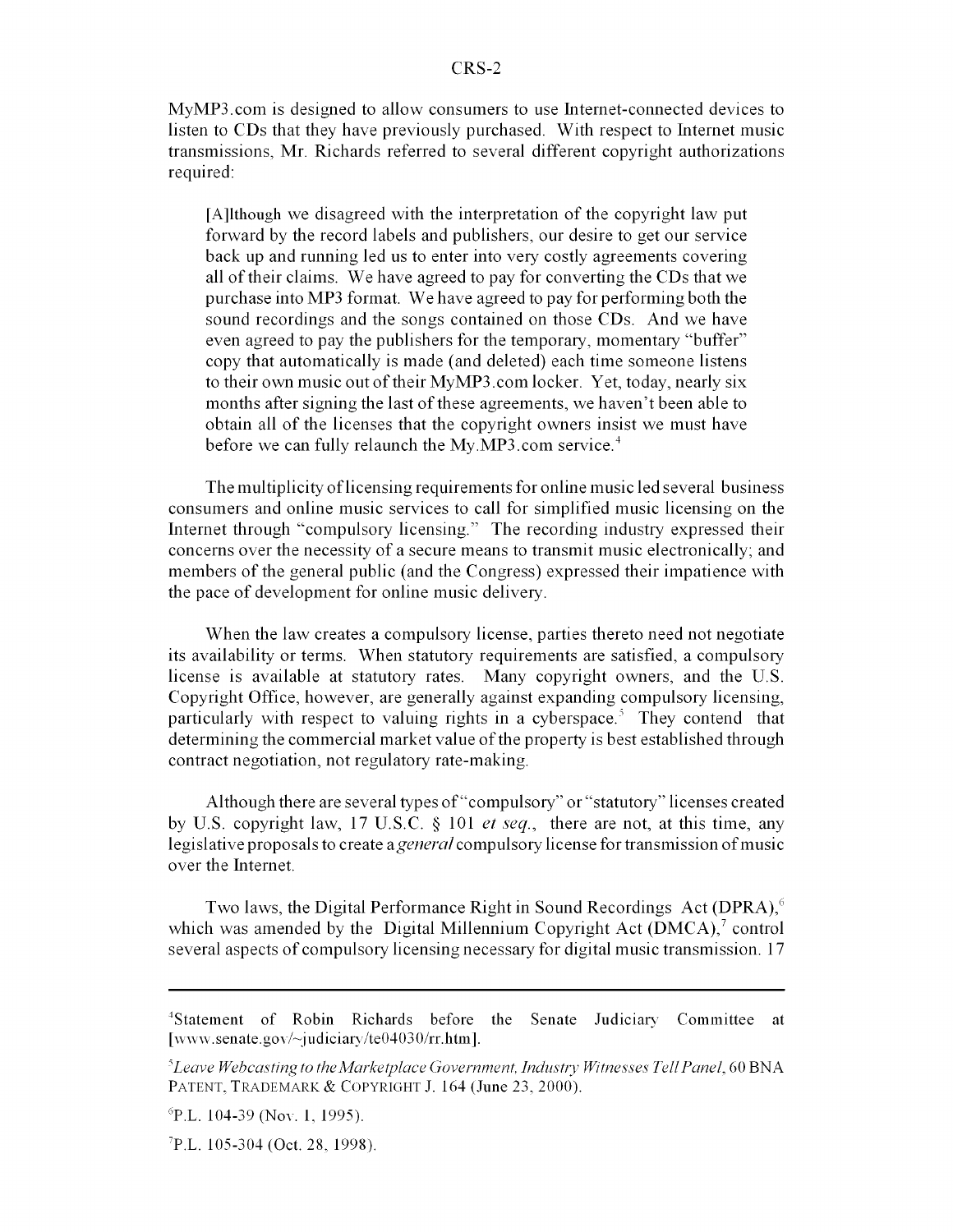MyMP3.com is designed to allow consumers to use Internet-connected devices to listen to CDs that they have previously purchased. With respect to Internet music transmissions, Mr. Richards referred to several different copyright authorizations required:

> [A]lthough we disagreed with the interpretation of the copyright law put forward by the record labels and publishers, our desire to get our service back up and running led us to enter into very costly agreements covering all of their claims. We have agreed to pay for converting the CDs that we purchase into MP3 format. We have agreed to pay for performing both the sound recordings and the songs contained on those CDs. And we have even agreed to pay the publishers for the temporary, momentary "buffer" copy that automatically is made (and deleted) each time someone listens to their own music out of their MyMP3.com locker. Yet, today, nearly six months after signing the last of these agreements, we haven't been able to obtain all of the licenses that the copyright owners insist we must have before we can fully relaunch the My.MP3.com service.[4]

The multiplicity of licensing requirements for online music led several business consumers and online music services to call for simplified music licensing on the Internet through "compulsory licensing." The recording industry expressed their concerns over the necessity of a secure means to transmit music electronically; and members of the general public (and the Congress) expressed their impatience with the pace of development for online music delivery.

When the law creates a compulsory license, parties thereto need not negotiate its availability or terms. When statutory requirements are satisfied, a compulsory license is available at statutory rates. Many copyright owners, and the U.S. Copyright Office, however, are generally against expanding compulsory licensing, particularly with respect to valuing rights in a cyberspace.[5] They contend that determining the commercial market value of the property is best established through contract negotiation, not regulatory rate-making.

Although there are several types of "compulsory" or "statutory" licenses created by U.S. copyright law, 17 U.S.C. § 101 *et seq.*, there are not, at this time, any legislative proposals to create a *general* compulsory license for transmission of music over the Internet.

Two laws, the Digital Performance Right in Sound Recordings Act (DPRA),[6] which was amended by the Digital Millennium Copyright Act (DMCA),[7] control several aspects of compulsory licensing necessary for digital music transmission. 17

---

[4]Statement of Robin Richards before the Senate Judiciary Committee at [www.senate.gov/~judiciary/te04030/rr.htm].

[5]*Leave Webcasting to the Marketplace Government, Industry Witnesses Tell Panel*, 60 BNA PATENT, TRADEMARK & COPYRIGHT J. 164 (June 23, 2000).

[6]P.L. 104-39 (Nov. 1, 1995).

[7]P.L. 105-304 (Oct. 28, 1998).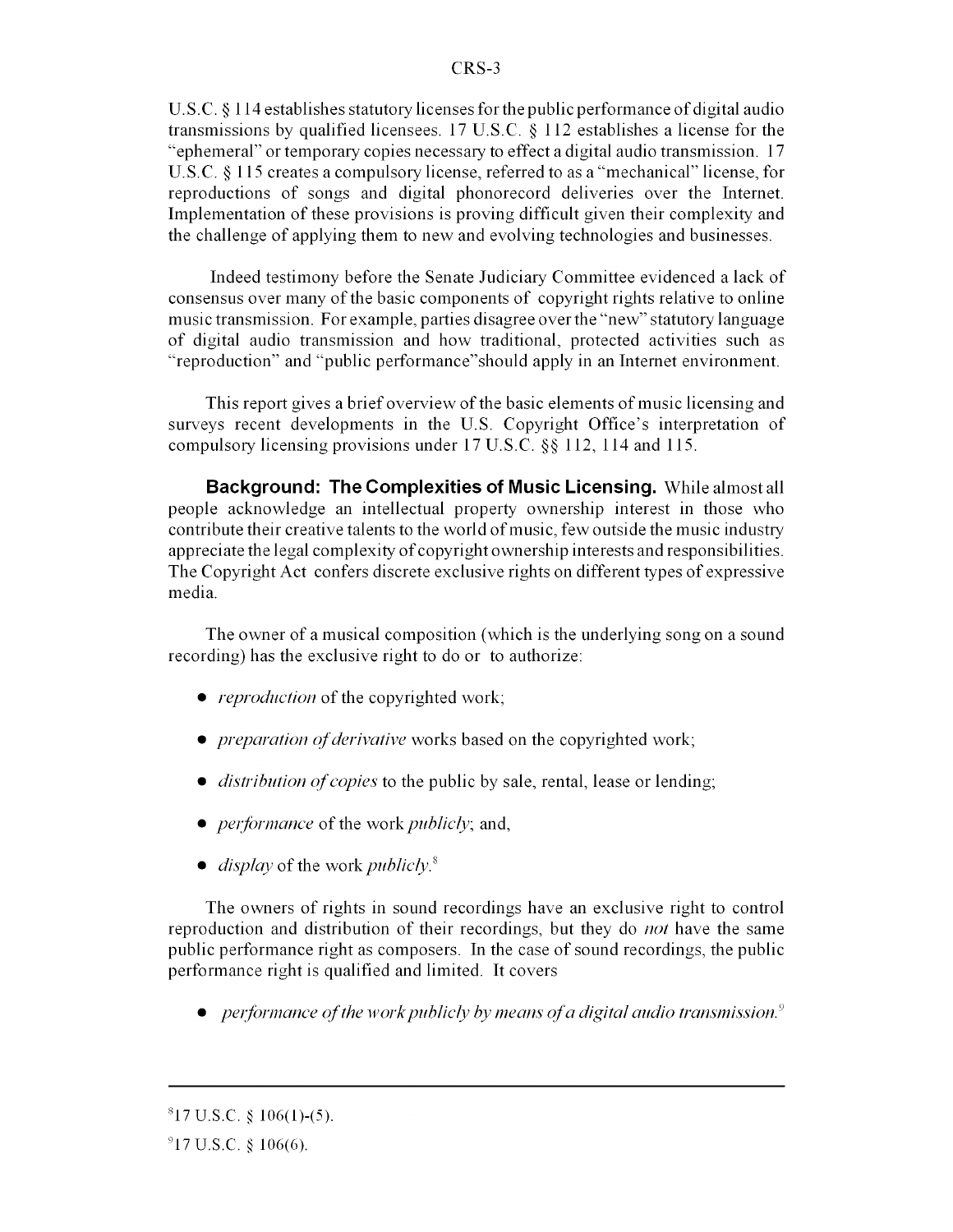U.S.C. § 114 establishes statutory licenses for the public performance of digital audio transmissions by qualified licensees. 17 U.S.C. § 112 establishes a license for the "ephemeral" or temporary copies necessary to effect a digital audio transmission. 17 U.S.C. § 115 creates a compulsory license, referred to as a "mechanical" license, for reproductions of songs and digital phonorecord deliveries over the Internet. Implementation of these provisions is proving difficult given their complexity and the challenge of applying them to new and evolving technologies and businesses.

Indeed testimony before the Senate Judiciary Committee evidenced a lack of consensus over many of the basic components of copyright rights relative to online music transmission. For example, parties disagree over the "new" statutory language of digital audio transmission and how traditional, protected activities such as "reproduction" and "public performance"should apply in an Internet environment.

This report gives a brief overview of the basic elements of music licensing and surveys recent developments in the U.S. Copyright Office's interpretation of compulsory licensing provisions under 17 U.S.C. §§ 112, 114 and 115.

**Background: The Complexities of Music Licensing.** While almost all people acknowledge an intellectual property ownership interest in those who contribute their creative talents to the world of music, few outside the music industry appreciate the legal complexity of copyright ownership interests and responsibilities. The Copyright Act confers discrete exclusive rights on different types of expressive media.

The owner of a musical composition (which is the underlying song on a sound recording) has the exclusive right to do or to authorize:

- *reproduction* of the copyrighted work;
- *preparation of derivative* works based on the copyrighted work;
- *distribution of copies* to the public by sale, rental, lease or lending;
- *performance* of the work *publicly*; and,
- *display* of the work *publicly*.[8]

The owners of rights in sound recordings have an exclusive right to control reproduction and distribution of their recordings, but they do *not* have the same public performance right as composers. In the case of sound recordings, the public performance right is qualified and limited. It covers

- *performance of the work publicly by means of a digital audio transmission*.[9]

---

[8] 17 U.S.C. § 106(1)-(5).

[9] 17 U.S.C. § 106(6).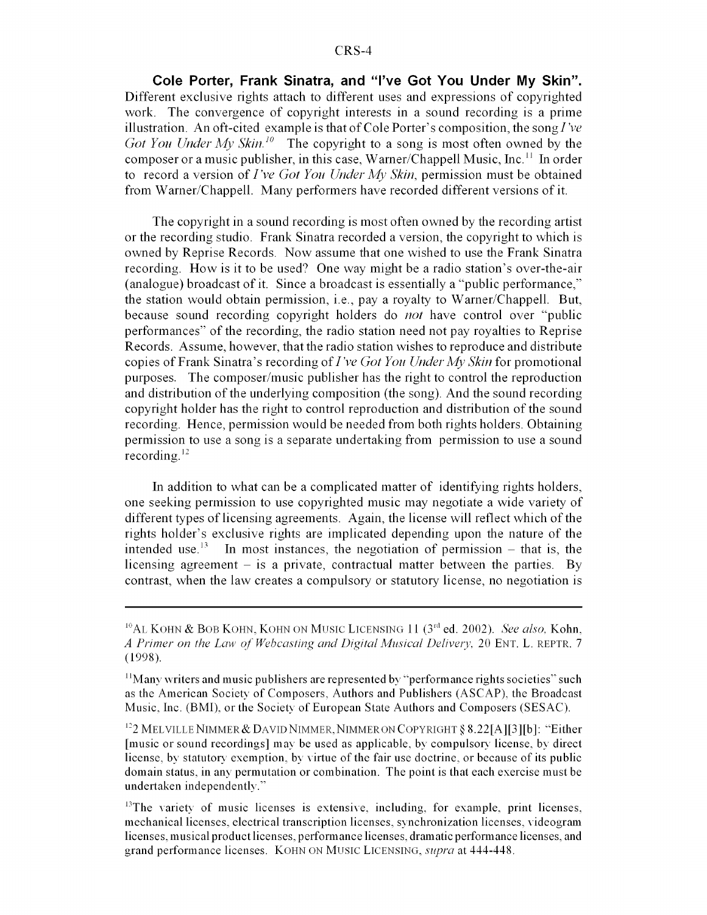**Cole Porter, Frank Sinatra, and "I've Got You Under My Skin".** Different exclusive rights attach to different uses and expressions of copyrighted work. The convergence of copyright interests in a sound recording is a prime illustration. An oft-cited example is that of Cole Porter's composition, the song *I've Got You Under My Skin.*[10] The copyright to a song is most often owned by the composer or a music publisher, in this case, Warner/Chappell Music, Inc.[11] In order to record a version of *I've Got You Under My Skin*, permission must be obtained from Warner/Chappell. Many performers have recorded different versions of it.

The copyright in a sound recording is most often owned by the recording artist or the recording studio. Frank Sinatra recorded a version, the copyright to which is owned by Reprise Records. Now assume that one wished to use the Frank Sinatra recording. How is it to be used? One way might be a radio station's over-the-air (analogue) broadcast of it. Since a broadcast is essentially a "public performance," the station would obtain permission, i.e., pay a royalty to Warner/Chappell. But, because sound recording copyright holders do *not* have control over "public performances" of the recording, the radio station need not pay royalties to Reprise Records. Assume, however, that the radio station wishes to reproduce and distribute copies of Frank Sinatra's recording of *I've Got You Under My Skin* for promotional purposes. The composer/music publisher has the right to control the reproduction and distribution of the underlying composition (the song). And the sound recording copyright holder has the right to control reproduction and distribution of the sound recording. Hence, permission would be needed from both rights holders. Obtaining permission to use a song is a separate undertaking from permission to use a sound recording.[12]

In addition to what can be a complicated matter of identifying rights holders, one seeking permission to use copyrighted music may negotiate a wide variety of different types of licensing agreements. Again, the license will reflect which of the rights holder's exclusive rights are implicated depending upon the nature of the intended use.[13] In most instances, the negotiation of permission – that is, the licensing agreement – is a private, contractual matter between the parties. By contrast, when the law creates a compulsory or statutory license, no negotiation is

---

[10] AL KOHN & BOB KOHN, KOHN ON MUSIC LICENSING 11 (3rd ed. 2002). *See also,* Kohn, *A Primer on the Law of Webcasting and Digital Musical Delivery*, 20 ENT. L. REPTR. 7 (1998).

[11] Many writers and music publishers are represented by "performance rights societies" such as the American Society of Composers, Authors and Publishers (ASCAP), the Broadcast Music, Inc. (BMI), or the Society of European State Authors and Composers (SESAC).

[12] 2 MELVILLE NIMMER & DAVID NIMMER, NIMMER ON COPYRIGHT § 8.22[A][3][b]: "Either [music or sound recordings] may be used as applicable, by compulsory license, by direct license, by statutory exemption, by virtue of the fair use doctrine, or because of its public domain status, in any permutation or combination. The point is that each exercise must be undertaken independently."

[13] The variety of music licenses is extensive, including, for example, print licenses, mechanical licenses, electrical transcription licenses, synchronization licenses, videogram licenses, musical product licenses, performance licenses, dramatic performance licenses, and grand performance licenses. KOHN ON MUSIC LICENSING, *supra* at 444-448.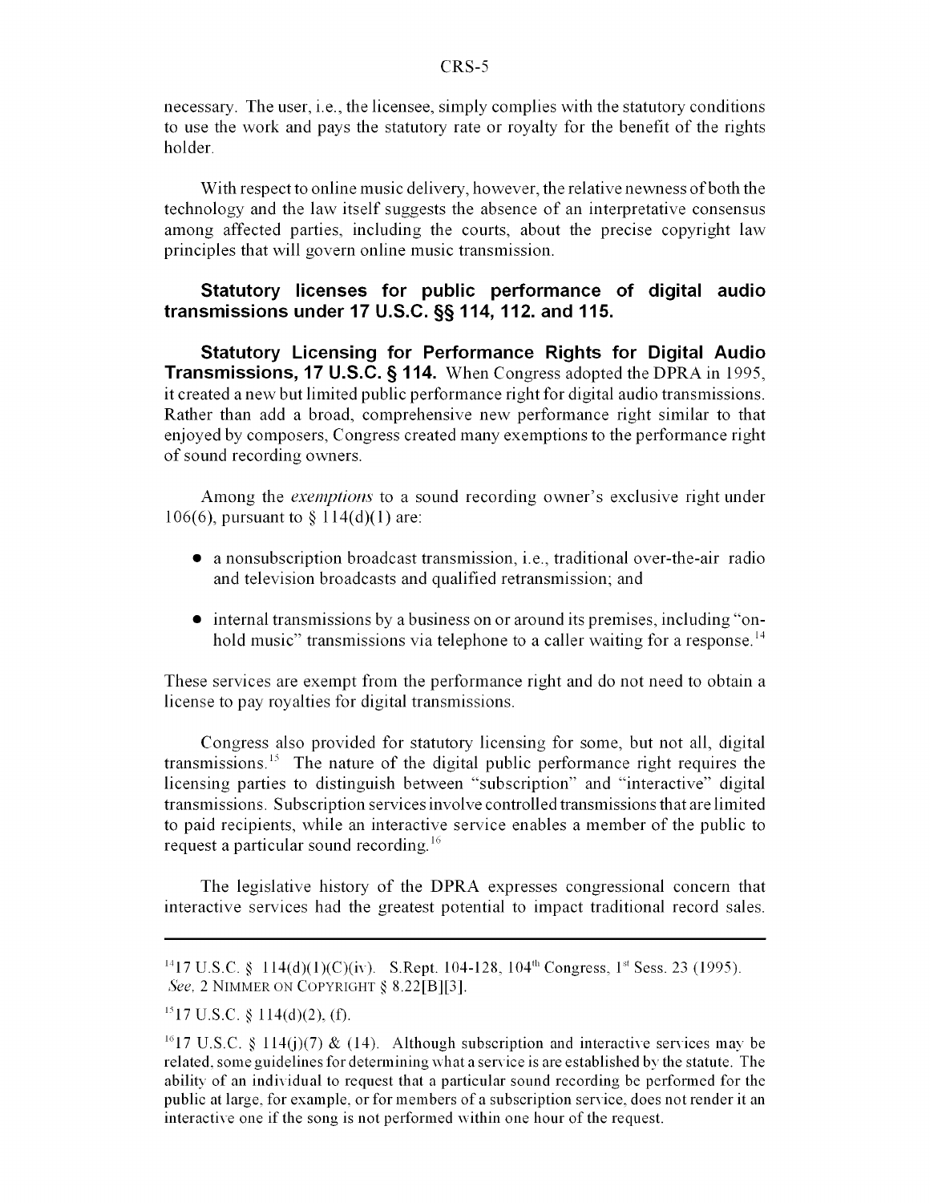necessary. The user, i.e., the licensee, simply complies with the statutory conditions to use the work and pays the statutory rate or royalty for the benefit of the rights holder.

With respect to online music delivery, however, the relative newness of both the technology and the law itself suggests the absence of an interpretative consensus among affected parties, including the courts, about the precise copyright law principles that will govern online music transmission.

### Statutory licenses for public performance of digital audio transmissions under 17 U.S.C. §§ 114, 112. and 115.

**Statutory Licensing for Performance Rights for Digital Audio Transmissions, 17 U.S.C. § 114.** When Congress adopted the DPRA in 1995, it created a new but limited public performance right for digital audio transmissions. Rather than add a broad, comprehensive new performance right similar to that enjoyed by composers, Congress created many exemptions to the performance right of sound recording owners.

Among the *exemptions* to a sound recording owner's exclusive right under 106(6), pursuant to § 114(d)(1) are:

- a nonsubscription broadcast transmission, i.e., traditional over-the-air radio and television broadcasts and qualified retransmission; and
- internal transmissions by a business on or around its premises, including "on-hold music" transmissions via telephone to a caller waiting for a response.[14]

These services are exempt from the performance right and do not need to obtain a license to pay royalties for digital transmissions.

Congress also provided for statutory licensing for some, but not all, digital transmissions.[15] The nature of the digital public performance right requires the licensing parties to distinguish between "subscription" and "interactive" digital transmissions. Subscription services involve controlled transmissions that are limited to paid recipients, while an interactive service enables a member of the public to request a particular sound recording.[16]

The legislative history of the DPRA expresses congressional concern that interactive services had the greatest potential to impact traditional record sales.

---

[14] 17 U.S.C. § 114(d)(1)(C)(iv). S.Rept. 104-128, 104th Congress, 1st Sess. 23 (1995). *See*, 2 NIMMER ON COPYRIGHT § 8.22[B][3].

[15] 17 U.S.C. § 114(d)(2), (f).

[16] 17 U.S.C. § 114(j)(7) & (14). Although subscription and interactive services may be related, some guidelines for determining what a service is are established by the statute. The ability of an individual to request that a particular sound recording be performed for the public at large, for example, or for members of a subscription service, does not render it an interactive one if the song is not performed within one hour of the request.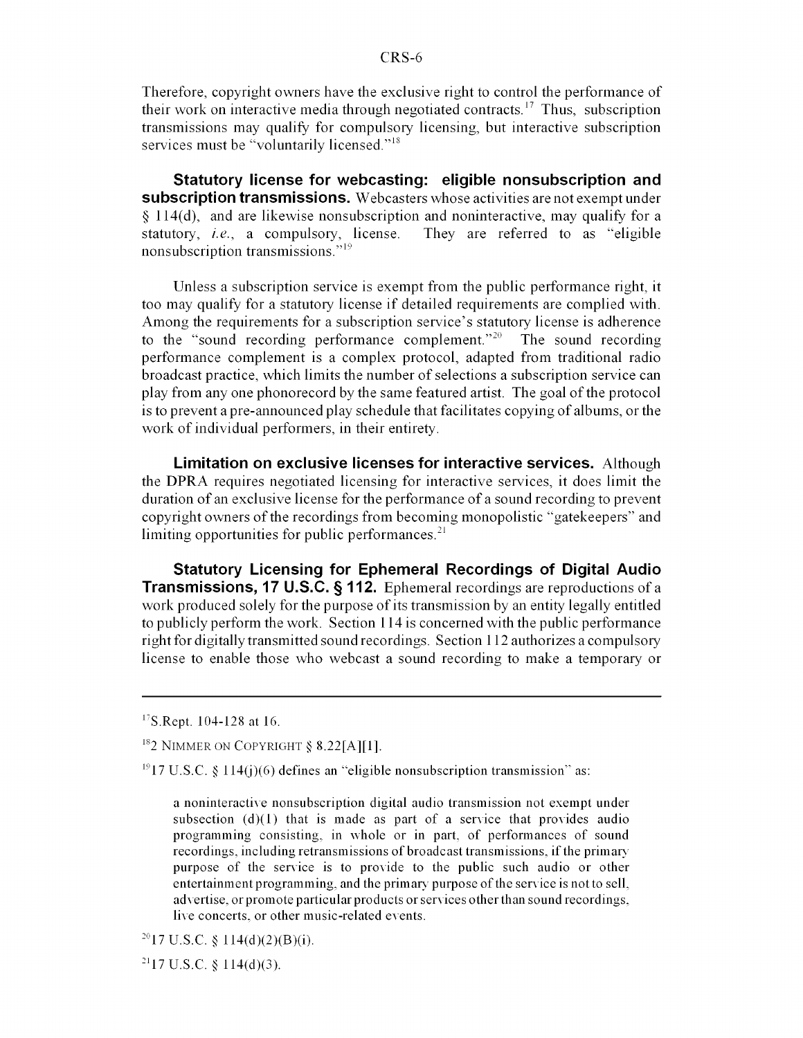Therefore, copyright owners have the exclusive right to control the performance of their work on interactive media through negotiated contracts.[17] Thus, subscription transmissions may qualify for compulsory licensing, but interactive subscription services must be "voluntarily licensed."[18]

**Statutory license for webcasting: eligible nonsubscription and subscription transmissions.** Webcasters whose activities are not exempt under § 114(d), and are likewise nonsubscription and noninteractive, may qualify for a statutory, *i.e.*, a compulsory, license. They are referred to as "eligible nonsubscription transmissions."[19]

Unless a subscription service is exempt from the public performance right, it too may qualify for a statutory license if detailed requirements are complied with. Among the requirements for a subscription service's statutory license is adherence to the "sound recording performance complement."[20] The sound recording performance complement is a complex protocol, adapted from traditional radio broadcast practice, which limits the number of selections a subscription service can play from any one phonorecord by the same featured artist. The goal of the protocol is to prevent a pre-announced play schedule that facilitates copying of albums, or the work of individual performers, in their entirety.

**Limitation on exclusive licenses for interactive services.** Although the DPRA requires negotiated licensing for interactive services, it does limit the duration of an exclusive license for the performance of a sound recording to prevent copyright owners of the recordings from becoming monopolistic "gatekeepers" and limiting opportunities for public performances.[21]

**Statutory Licensing for Ephemeral Recordings of Digital Audio Transmissions, 17 U.S.C. § 112.** Ephemeral recordings are reproductions of a work produced solely for the purpose of its transmission by an entity legally entitled to publicly perform the work. Section 114 is concerned with the public performance right for digitally transmitted sound recordings. Section 112 authorizes a compulsory license to enable those who webcast a sound recording to make a temporary or

---

[17] S.Rept. 104-128 at 16.

[18] 2 NIMMER ON COPYRIGHT § 8.22[A][1].

[19] 17 U.S.C. § 114(j)(6) defines an "eligible nonsubscription transmission" as:

> a noninteractive nonsubscription digital audio transmission not exempt under subsection (d)(1) that is made as part of a service that provides audio programming consisting, in whole or in part, of performances of sound recordings, including retransmissions of broadcast transmissions, if the primary purpose of the service is to provide to the public such audio or other entertainment programming, and the primary purpose of the service is not to sell, advertise, or promote particular products or services other than sound recordings, live concerts, or other music-related events.

[20] 17 U.S.C. § 114(d)(2)(B)(i).

[21] 17 U.S.C. § 114(d)(3).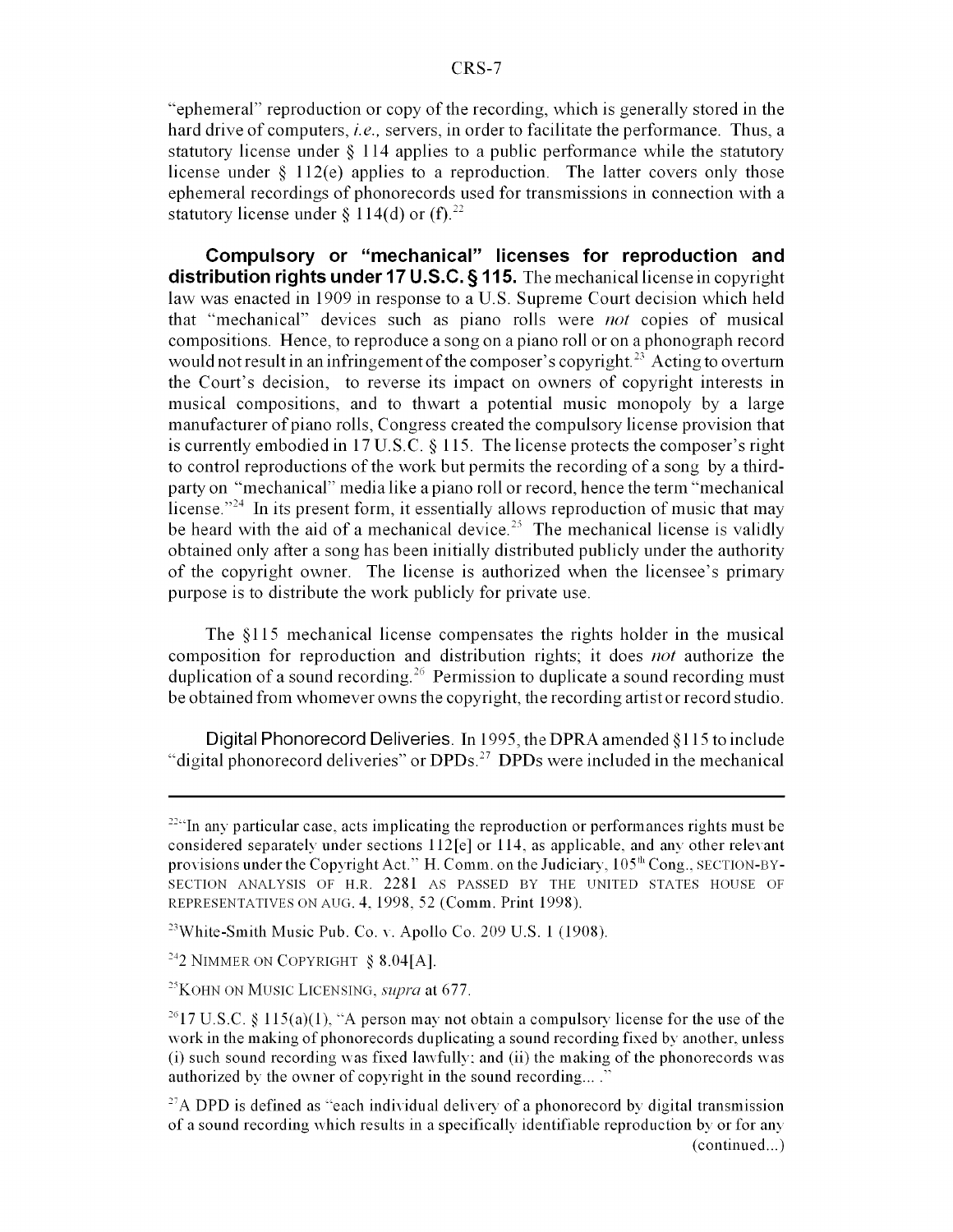"ephemeral" reproduction or copy of the recording, which is generally stored in the hard drive of computers, *i.e.,* servers, in order to facilitate the performance. Thus, a statutory license under § 114 applies to a public performance while the statutory license under § 112(e) applies to a reproduction. The latter covers only those ephemeral recordings of phonorecords used for transmissions in connection with a statutory license under § 114(d) or (f).[22]

**Compulsory or "mechanical" licenses for reproduction and distribution rights under 17 U.S.C. § 115.** The mechanical license in copyright law was enacted in 1909 in response to a U.S. Supreme Court decision which held that "mechanical" devices such as piano rolls were *not* copies of musical compositions. Hence, to reproduce a song on a piano roll or on a phonograph record would not result in an infringement of the composer's copyright.[23] Acting to overturn the Court's decision, to reverse its impact on owners of copyright interests in musical compositions, and to thwart a potential music monopoly by a large manufacturer of piano rolls, Congress created the compulsory license provision that is currently embodied in 17 U.S.C. § 115. The license protects the composer's right to control reproductions of the work but permits the recording of a song by a third-party on "mechanical" media like a piano roll or record, hence the term "mechanical license."[24] In its present form, it essentially allows reproduction of music that may be heard with the aid of a mechanical device.[25] The mechanical license is validly obtained only after a song has been initially distributed publicly under the authority of the copyright owner. The license is authorized when the licensee's primary purpose is to distribute the work publicly for private use.

The §115 mechanical license compensates the rights holder in the musical composition for reproduction and distribution rights; it does *not* authorize the duplication of a sound recording.[26] Permission to duplicate a sound recording must be obtained from whomever owns the copyright, the recording artist or record studio.

Digital Phonorecord Deliveries. In 1995, the DPRA amended §115 to include "digital phonorecord deliveries" or DPDs.[27] DPDs were included in the mechanical

---

[22] "In any particular case, acts implicating the reproduction or performances rights must be considered separately under sections 112[e] or 114, as applicable, and any other relevant provisions under the Copyright Act." H. Comm. on the Judiciary, 105th Cong., SECTION-BY-SECTION ANALYSIS OF H.R. 2281 AS PASSED BY THE UNITED STATES HOUSE OF REPRESENTATIVES ON AUG. 4, 1998, 52 (Comm. Print 1998).

[23] White-Smith Music Pub. Co. v. Apollo Co. 209 U.S. 1 (1908).

[24] 2 NIMMER ON COPYRIGHT § 8.04[A].

[25] KOHN ON MUSIC LICENSING, *supra* at 677.

[26] 17 U.S.C. § 115(a)(1), "A person may not obtain a compulsory license for the use of the work in the making of phonorecords duplicating a sound recording fixed by another, unless (i) such sound recording was fixed lawfully; and (ii) the making of the phonorecords was authorized by the owner of copyright in the sound recording... ."

[27] A DPD is defined as "each individual delivery of a phonorecord by digital transmission of a sound recording which results in a specifically identifiable reproduction by or for any (continued...)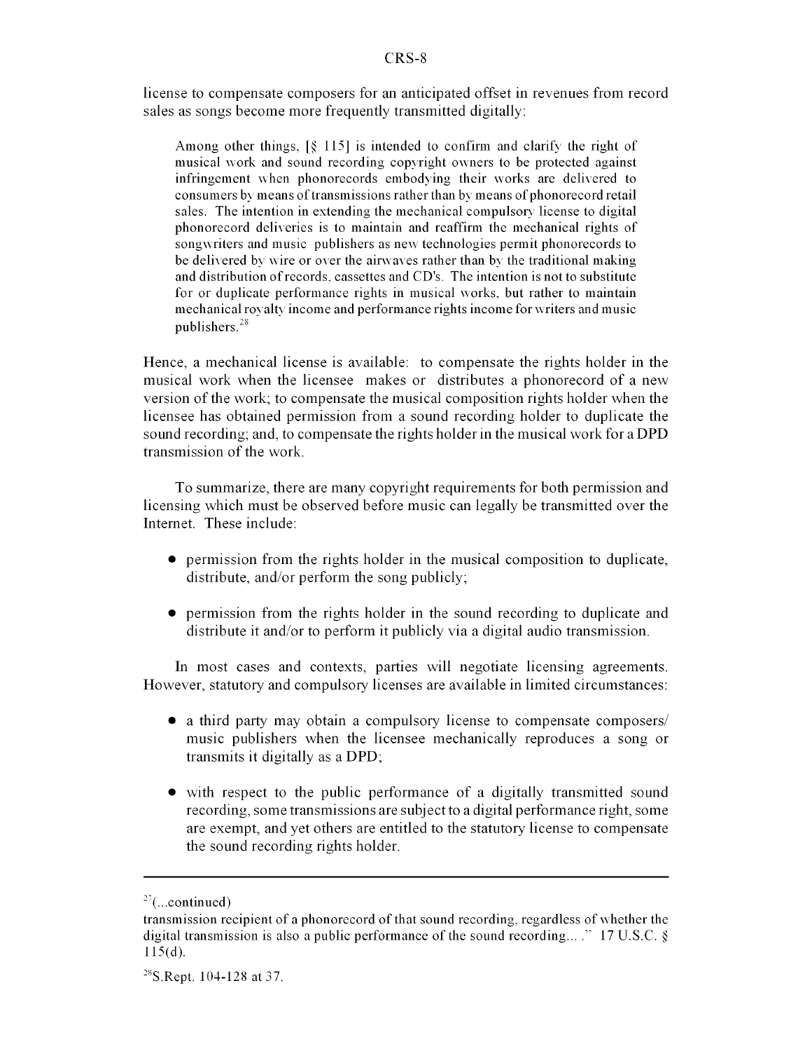license to compensate composers for an anticipated offset in revenues from record sales as songs become more frequently transmitted digitally:

> Among other things, [§ 115] is intended to confirm and clarify the right of musical work and sound recording copyright owners to be protected against infringement when phonorecords embodying their works are delivered to consumers by means of transmissions rather than by means of phonorecord retail sales. The intention in extending the mechanical compulsory license to digital phonorecord deliveries is to maintain and reaffirm the mechanical rights of songwriters and music publishers as new technologies permit phonorecords to be delivered by wire or over the airwaves rather than by the traditional making and distribution of records, cassettes and CD's. The intention is not to substitute for or duplicate performance rights in musical works, but rather to maintain mechanical royalty income and performance rights income for writers and music publishers.[28]

Hence, a mechanical license is available: to compensate the rights holder in the musical work when the licensee makes or distributes a phonorecord of a new version of the work; to compensate the musical composition rights holder when the licensee has obtained permission from a sound recording holder to duplicate the sound recording; and, to compensate the rights holder in the musical work for a DPD transmission of the work.

To summarize, there are many copyright requirements for both permission and licensing which must be observed before music can legally be transmitted over the Internet. These include:

- permission from the rights holder in the musical composition to duplicate, distribute, and/or perform the song publicly;
- permission from the rights holder in the sound recording to duplicate and distribute it and/or to perform it publicly via a digital audio transmission.

In most cases and contexts, parties will negotiate licensing agreements. However, statutory and compulsory licenses are available in limited circumstances:

- a third party may obtain a compulsory license to compensate composers/ music publishers when the licensee mechanically reproduces a song or transmits it digitally as a DPD;
- with respect to the public performance of a digitally transmitted sound recording, some transmissions are subject to a digital performance right, some are exempt, and yet others are entitled to the statutory license to compensate the sound recording rights holder.

---

[27](...continued)
transmission recipient of a phonorecord of that sound recording, regardless of whether the digital transmission is also a public performance of the sound recording... ." 17 U.S.C. § 115(d).

[28]S.Rept. 104-128 at 37.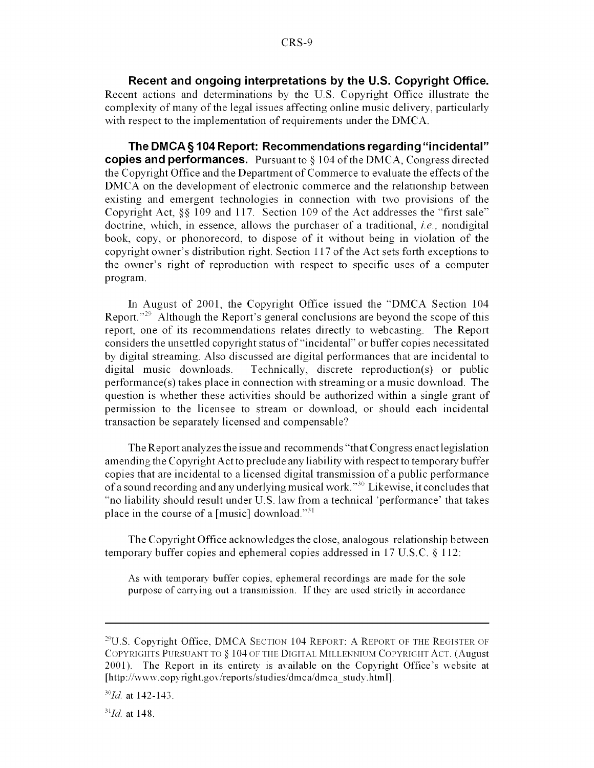**Recent and ongoing interpretations by the U.S. Copyright Office.** Recent actions and determinations by the U.S. Copyright Office illustrate the complexity of many of the legal issues affecting online music delivery, particularly with respect to the implementation of requirements under the DMCA.

**The DMCA § 104 Report: Recommendations regarding "incidental" copies and performances.** Pursuant to § 104 of the DMCA, Congress directed the Copyright Office and the Department of Commerce to evaluate the effects of the DMCA on the development of electronic commerce and the relationship between existing and emergent technologies in connection with two provisions of the Copyright Act, §§ 109 and 117. Section 109 of the Act addresses the "first sale" doctrine, which, in essence, allows the purchaser of a traditional, *i.e.*, nondigital book, copy, or phonorecord, to dispose of it without being in violation of the copyright owner's distribution right. Section 117 of the Act sets forth exceptions to the owner's right of reproduction with respect to specific uses of a computer program.

In August of 2001, the Copyright Office issued the "DMCA Section 104 Report."[29] Although the Report's general conclusions are beyond the scope of this report, one of its recommendations relates directly to webcasting. The Report considers the unsettled copyright status of "incidental" or buffer copies necessitated by digital streaming. Also discussed are digital performances that are incidental to digital music downloads. Technically, discrete reproduction(s) or public performance(s) takes place in connection with streaming or a music download. The question is whether these activities should be authorized within a single grant of permission to the licensee to stream or download, or should each incidental transaction be separately licensed and compensable?

The Report analyzes the issue and recommends "that Congress enact legislation amending the Copyright Act to preclude any liability with respect to temporary buffer copies that are incidental to a licensed digital transmission of a public performance of a sound recording and any underlying musical work."[30] Likewise, it concludes that "no liability should result under U.S. law from a technical 'performance' that takes place in the course of a [music] download."[31]

The Copyright Office acknowledges the close, analogous relationship between temporary buffer copies and ephemeral copies addressed in 17 U.S.C. § 112:

> As with temporary buffer copies, ephemeral recordings are made for the sole purpose of carrying out a transmission. If they are used strictly in accordance

---

[29] U.S. Copyright Office, DMCA SECTION 104 REPORT: A REPORT OF THE REGISTER OF COPYRIGHTS PURSUANT TO § 104 OF THE DIGITAL MILLENNIUM COPYRIGHT ACT. (August 2001). The Report in its entirety is available on the Copyright Office's website at [http://www.copyright.gov/reports/studies/dmca/dmca_study.html].

[30] *Id.* at 142-143.

[31] *Id.* at 148.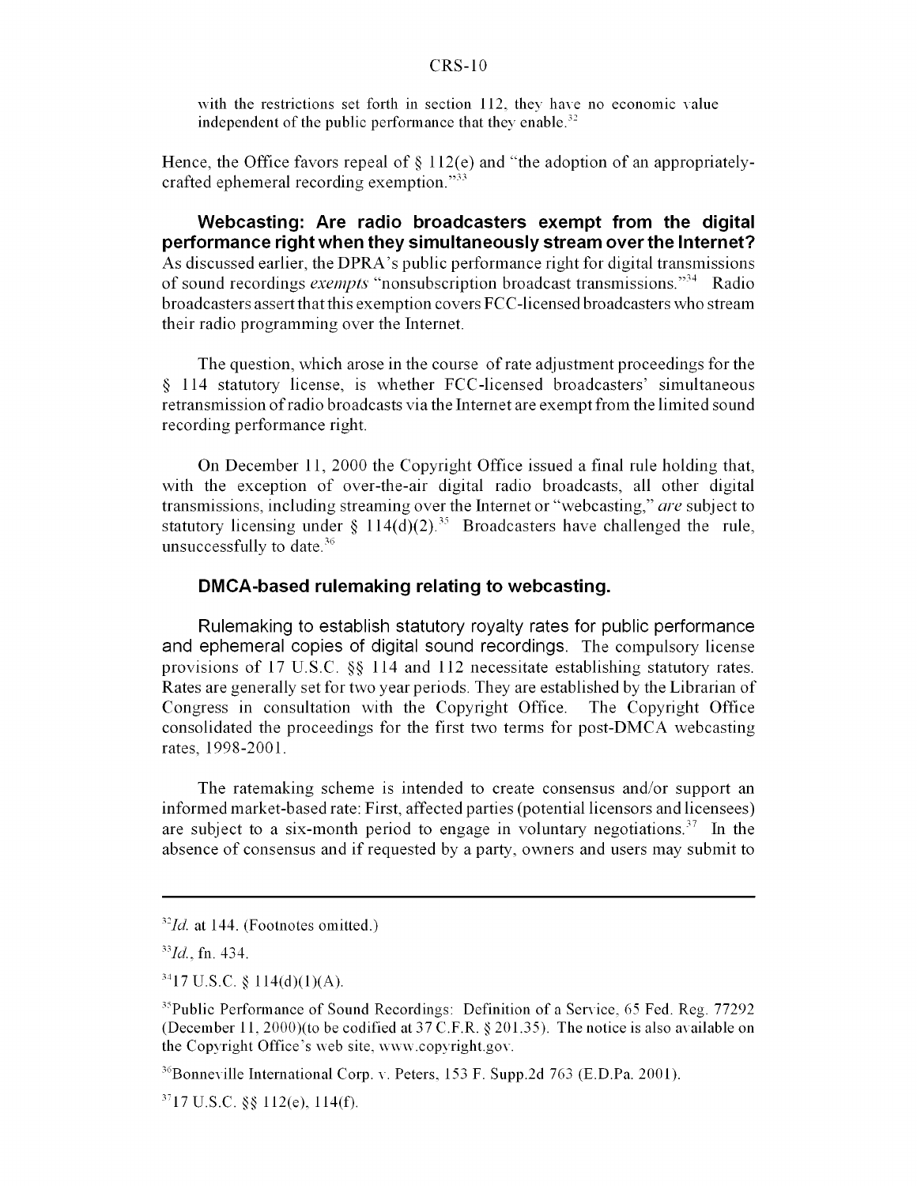with the restrictions set forth in section 112, they have no economic value independent of the public performance that they enable.[32]

Hence, the Office favors repeal of § 112(e) and "the adoption of an appropriately-crafted ephemeral recording exemption."[33]

**Webcasting: Are radio broadcasters exempt from the digital performance right when they simultaneously stream over the Internet?** As discussed earlier, the DPRA's public performance right for digital transmissions of sound recordings *exempts* "nonsubscription broadcast transmissions."[34] Radio broadcasters assert that this exemption covers FCC-licensed broadcasters who stream their radio programming over the Internet.

The question, which arose in the course of rate adjustment proceedings for the § 114 statutory license, is whether FCC-licensed broadcasters' simultaneous retransmission of radio broadcasts via the Internet are exempt from the limited sound recording performance right.

On December 11, 2000 the Copyright Office issued a final rule holding that, with the exception of over-the-air digital radio broadcasts, all other digital transmissions, including streaming over the Internet or "webcasting," *are* subject to statutory licensing under § 114(d)(2).[35] Broadcasters have challenged the rule, unsuccessfully to date.[36]

### DMCA-based rulemaking relating to webcasting.

Rulemaking to establish statutory royalty rates for public performance and ephemeral copies of digital sound recordings. The compulsory license provisions of 17 U.S.C. §§ 114 and 112 necessitate establishing statutory rates. Rates are generally set for two year periods. They are established by the Librarian of Congress in consultation with the Copyright Office. The Copyright Office consolidated the proceedings for the first two terms for post-DMCA webcasting rates, 1998-2001.

The ratemaking scheme is intended to create consensus and/or support an informed market-based rate: First, affected parties (potential licensors and licensees) are subject to a six-month period to engage in voluntary negotiations.[37] In the absence of consensus and if requested by a party, owners and users may submit to

---

[32] *Id.* at 144. (Footnotes omitted.)

[33] *Id.*, fn. 434.

[34] 17 U.S.C. § 114(d)(1)(A).

[35] Public Performance of Sound Recordings: Definition of a Service, 65 Fed. Reg. 77292 (December 11, 2000)(to be codified at 37 C.F.R. § 201.35). The notice is also available on the Copyright Office's web site, www.copyright.gov.

[36] Bonneville International Corp. v. Peters, 153 F. Supp.2d 763 (E.D.Pa. 2001).

[37] 17 U.S.C. §§ 112(e), 114(f).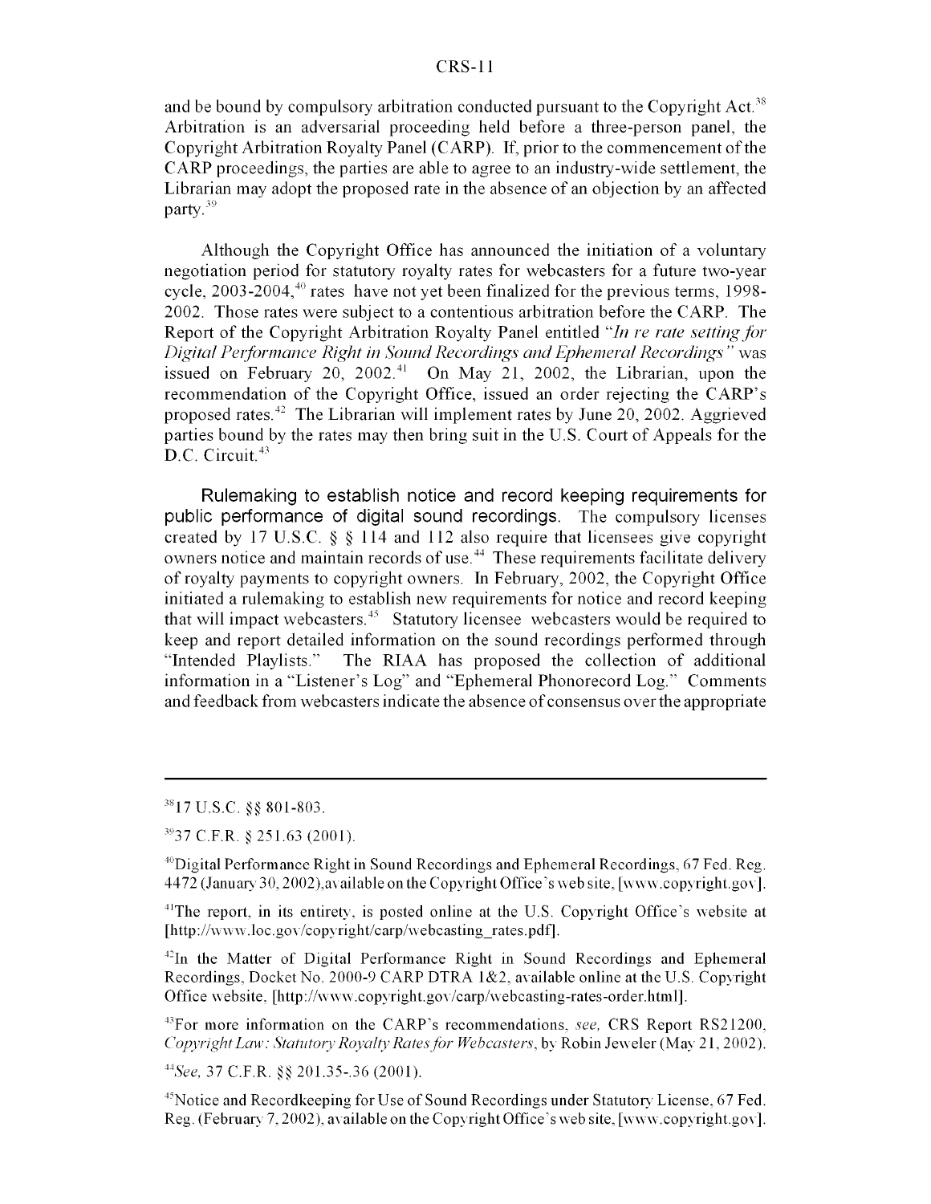and be bound by compulsory arbitration conducted pursuant to the Copyright Act.[38] Arbitration is an adversarial proceeding held before a three-person panel, the Copyright Arbitration Royalty Panel (CARP). If, prior to the commencement of the CARP proceedings, the parties are able to agree to an industry-wide settlement, the Librarian may adopt the proposed rate in the absence of an objection by an affected party.[39]

Although the Copyright Office has announced the initiation of a voluntary negotiation period for statutory royalty rates for webcasters for a future two-year cycle, 2003-2004,[40] rates have not yet been finalized for the previous terms, 1998-2002. Those rates were subject to a contentious arbitration before the CARP. The Report of the Copyright Arbitration Royalty Panel entitled "*In re rate setting for Digital Performance Right in Sound Recordings and Ephemeral Recordings*" was issued on February 20, 2002.[41] On May 21, 2002, the Librarian, upon the recommendation of the Copyright Office, issued an order rejecting the CARP's proposed rates.[42] The Librarian will implement rates by June 20, 2002. Aggrieved parties bound by the rates may then bring suit in the U.S. Court of Appeals for the D.C. Circuit.[43]

**Rulemaking to establish notice and record keeping requirements for public performance of digital sound recordings.** The compulsory licenses created by 17 U.S.C. § § 114 and 112 also require that licensees give copyright owners notice and maintain records of use.[44] These requirements facilitate delivery of royalty payments to copyright owners. In February, 2002, the Copyright Office initiated a rulemaking to establish new requirements for notice and record keeping that will impact webcasters.[45] Statutory licensee webcasters would be required to keep and report detailed information on the sound recordings performed through "Intended Playlists." The RIAA has proposed the collection of additional information in a "Listener's Log" and "Ephemeral Phonorecord Log." Comments and feedback from webcasters indicate the absence of consensus over the appropriate

---

[38] 17 U.S.C. §§ 801-803.

[39] 37 C.F.R. § 251.63 (2001).

[40] Digital Performance Right in Sound Recordings and Ephemeral Recordings, 67 Fed. Reg. 4472 (January 30, 2002), available on the Copyright Office's web site, [www.copyright.gov].

[41] The report, in its entirety, is posted online at the U.S. Copyright Office's website at [http://www.loc.gov/copyright/carp/webcasting_rates.pdf].

[42] In the Matter of Digital Performance Right in Sound Recordings and Ephemeral Recordings, Docket No. 2000-9 CARP DTRA 1&2, available online at the U.S. Copyright Office website, [http://www.copyright.gov/carp/webcasting-rates-order.html].

[43] For more information on the CARP's recommendations, *see,* CRS Report RS21200, *Copyright Law: Statutory Royalty Rates for Webcasters*, by Robin Jeweler (May 21, 2002).

[44] *See,* 37 C.F.R. §§ 201.35-.36 (2001).

[45] Notice and Recordkeeping for Use of Sound Recordings under Statutory License, 67 Fed. Reg. (February 7, 2002), available on the Copyright Office's web site, [www.copyright.gov].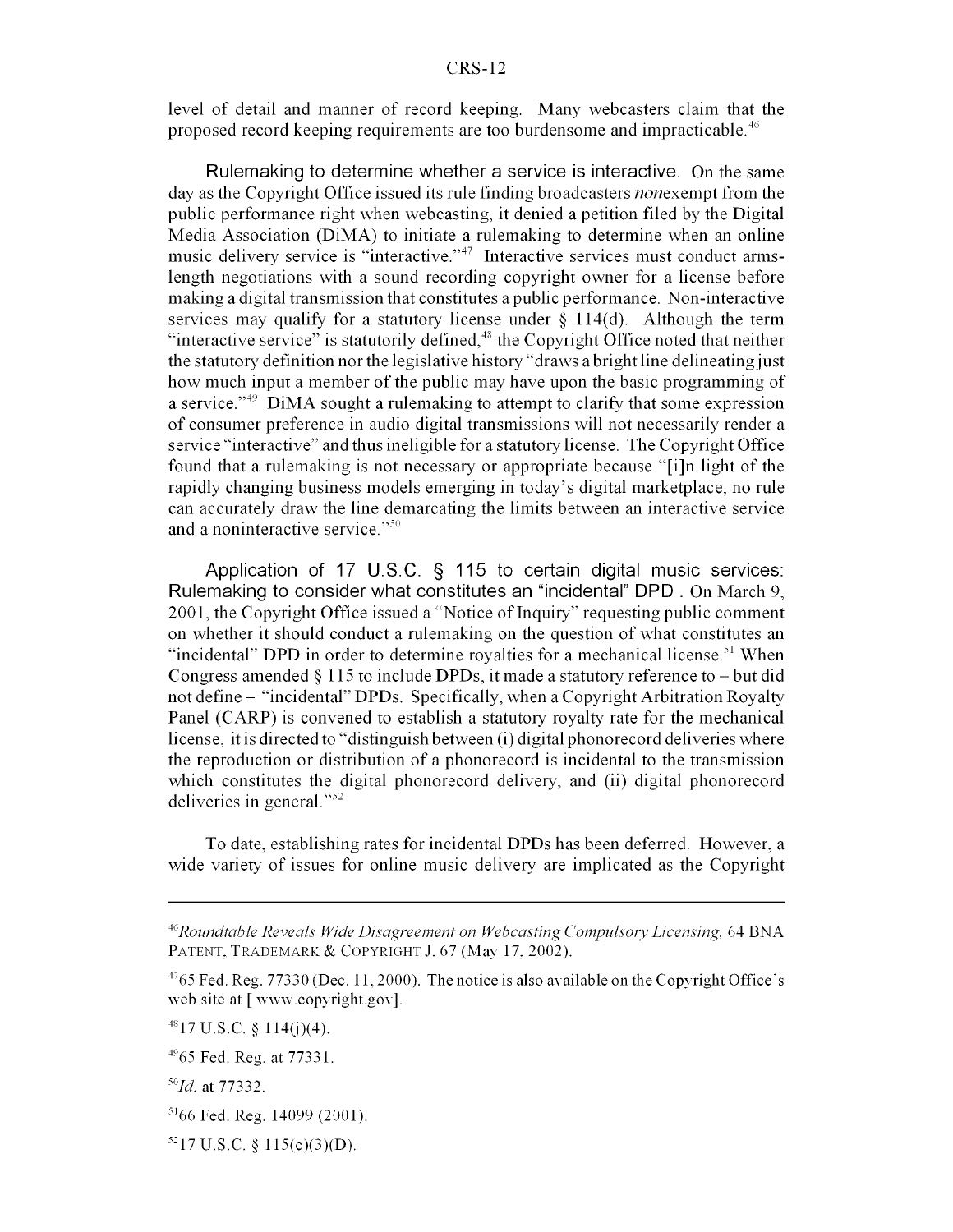level of detail and manner of record keeping. Many webcasters claim that the proposed record keeping requirements are too burdensome and impracticable.[46]

**Rulemaking to determine whether a service is interactive.** On the same day as the Copyright Office issued its rule finding broadcasters *non*exempt from the public performance right when webcasting, it denied a petition filed by the Digital Media Association (DiMA) to initiate a rulemaking to determine when an online music delivery service is "interactive."[47] Interactive services must conduct arms-length negotiations with a sound recording copyright owner for a license before making a digital transmission that constitutes a public performance. Non-interactive services may qualify for a statutory license under § 114(d). Although the term "interactive service" is statutorily defined,[48] the Copyright Office noted that neither the statutory definition nor the legislative history "draws a bright line delineating just how much input a member of the public may have upon the basic programming of a service."[49] DiMA sought a rulemaking to attempt to clarify that some expression of consumer preference in audio digital transmissions will not necessarily render a service "interactive" and thus ineligible for a statutory license. The Copyright Office found that a rulemaking is not necessary or appropriate because "[i]n light of the rapidly changing business models emerging in today's digital marketplace, no rule can accurately draw the line demarcating the limits between an interactive service and a noninteractive service."[50]

**Application of 17 U.S.C. § 115 to certain digital music services: Rulemaking to consider what constitutes an "incidental" DPD .** On March 9, 2001, the Copyright Office issued a "Notice of Inquiry" requesting public comment on whether it should conduct a rulemaking on the question of what constitutes an "incidental" DPD in order to determine royalties for a mechanical license.[51] When Congress amended § 115 to include DPDs, it made a statutory reference to – but did not define – "incidental" DPDs. Specifically, when a Copyright Arbitration Royalty Panel (CARP) is convened to establish a statutory royalty rate for the mechanical license, it is directed to "distinguish between (i) digital phonorecord deliveries where the reproduction or distribution of a phonorecord is incidental to the transmission which constitutes the digital phonorecord delivery, and (ii) digital phonorecord deliveries in general."[52]

To date, establishing rates for incidental DPDs has been deferred. However, a wide variety of issues for online music delivery are implicated as the Copyright

---

[46] *Roundtable Reveals Wide Disagreement on Webcasting Compulsory Licensing*, 64 BNA PATENT, TRADEMARK & COPYRIGHT J. 67 (May 17, 2002).

[47] 65 Fed. Reg. 77330 (Dec. 11, 2000). The notice is also available on the Copyright Office's web site at [ www.copyright.gov].

[48] 17 U.S.C. § 114(j)(4).

[49] 65 Fed. Reg. at 77331.

[50] *Id.* at 77332.

[51] 66 Fed. Reg. 14099 (2001).

[52] 17 U.S.C. § 115(c)(3)(D).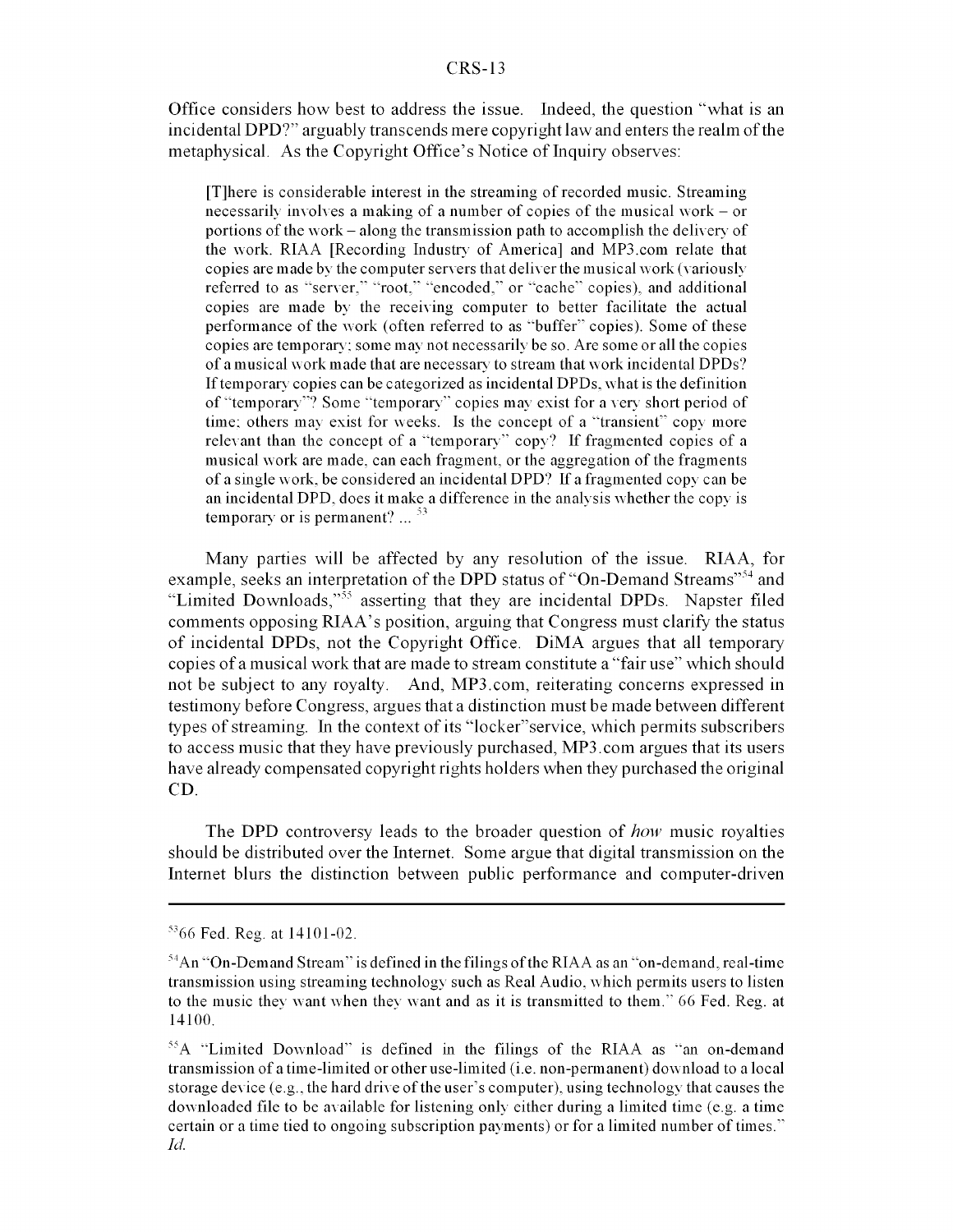Office considers how best to address the issue. Indeed, the question "what is an incidental DPD?" arguably transcends mere copyright law and enters the realm of the metaphysical. As the Copyright Office's Notice of Inquiry observes:

> [T]here is considerable interest in the streaming of recorded music. Streaming necessarily involves a making of a number of copies of the musical work – or portions of the work – along the transmission path to accomplish the delivery of the work. RIAA [Recording Industry of America] and MP3.com relate that copies are made by the computer servers that deliver the musical work (variously referred to as "server," "root," "encoded," or "cache" copies), and additional copies are made by the receiving computer to better facilitate the actual performance of the work (often referred to as "buffer" copies). Some of these copies are temporary; some may not necessarily be so. Are some or all the copies of a musical work made that are necessary to stream that work incidental DPDs? If temporary copies can be categorized as incidental DPDs, what is the definition of "temporary"? Some "temporary" copies may exist for a very short period of time; others may exist for weeks. Is the concept of a "transient" copy more relevant than the concept of a "temporary" copy? If fragmented copies of a musical work are made, can each fragment, or the aggregation of the fragments of a single work, be considered an incidental DPD? If a fragmented copy can be an incidental DPD, does it make a difference in the analysis whether the copy is temporary or is permanent? ... [53]

Many parties will be affected by any resolution of the issue. RIAA, for example, seeks an interpretation of the DPD status of "On-Demand Streams"[54] and "Limited Downloads,"[55] asserting that they are incidental DPDs. Napster filed comments opposing RIAA's position, arguing that Congress must clarify the status of incidental DPDs, not the Copyright Office. DiMA argues that all temporary copies of a musical work that are made to stream constitute a "fair use" which should not be subject to any royalty. And, MP3.com, reiterating concerns expressed in testimony before Congress, argues that a distinction must be made between different types of streaming. In the context of its "locker"service, which permits subscribers to access music that they have previously purchased, MP3.com argues that its users have already compensated copyright rights holders when they purchased the original CD.

The DPD controversy leads to the broader question of *how* music royalties should be distributed over the Internet. Some argue that digital transmission on the Internet blurs the distinction between public performance and computer-driven

---

[53] 66 Fed. Reg. at 14101-02.

[54] An "On-Demand Stream" is defined in the filings of the RIAA as an "on-demand, real-time transmission using streaming technology such as Real Audio, which permits users to listen to the music they want when they want and as it is transmitted to them." 66 Fed. Reg. at 14100.

[55] A "Limited Download" is defined in the filings of the RIAA as "an on-demand transmission of a time-limited or other use-limited (i.e. non-permanent) download to a local storage device (e.g., the hard drive of the user's computer), using technology that causes the downloaded file to be available for listening only either during a limited time (e.g. a time certain or a time tied to ongoing subscription payments) or for a limited number of times." *Id.*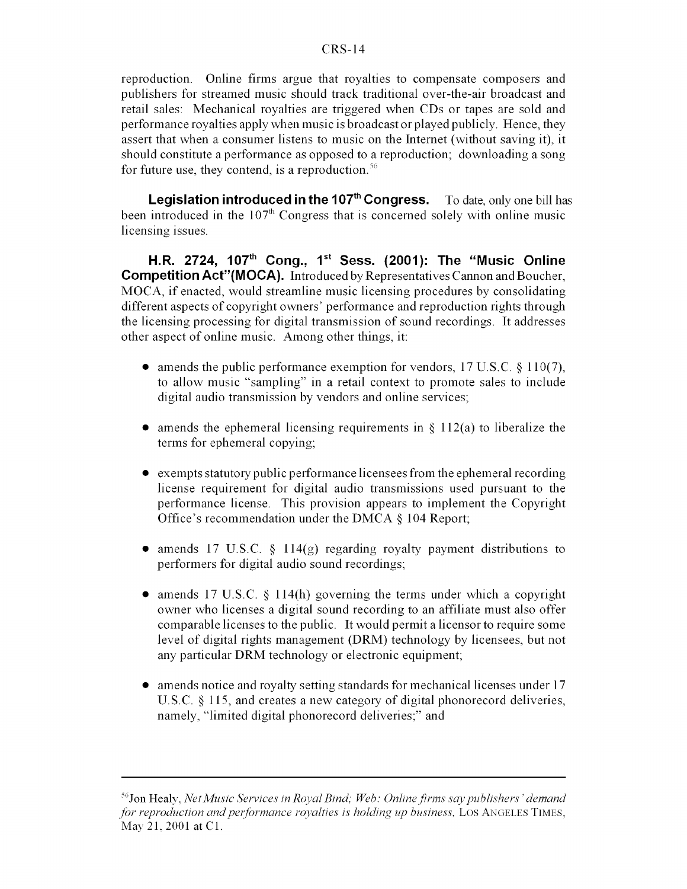reproduction. Online firms argue that royalties to compensate composers and publishers for streamed music should track traditional over-the-air broadcast and retail sales: Mechanical royalties are triggered when CDs or tapes are sold and performance royalties apply when music is broadcast or played publicly. Hence, they assert that when a consumer listens to music on the Internet (without saving it), it should constitute a performance as opposed to a reproduction; downloading a song for future use, they contend, is a reproduction.[56]

**Legislation introduced in the 107th Congress.** To date, only one bill has been introduced in the 107th Congress that is concerned solely with online music licensing issues.

**H.R. 2724, 107th Cong., 1st Sess. (2001): The "Music Online Competition Act"(MOCA).** Introduced by Representatives Cannon and Boucher, MOCA, if enacted, would streamline music licensing procedures by consolidating different aspects of copyright owners' performance and reproduction rights through the licensing processing for digital transmission of sound recordings. It addresses other aspect of online music. Among other things, it:

- amends the public performance exemption for vendors, 17 U.S.C. § 110(7), to allow music "sampling" in a retail context to promote sales to include digital audio transmission by vendors and online services;
- amends the ephemeral licensing requirements in § 112(a) to liberalize the terms for ephemeral copying;
- exempts statutory public performance licensees from the ephemeral recording license requirement for digital audio transmissions used pursuant to the performance license. This provision appears to implement the Copyright Office's recommendation under the DMCA § 104 Report;
- amends 17 U.S.C. § 114(g) regarding royalty payment distributions to performers for digital audio sound recordings;
- amends 17 U.S.C. § 114(h) governing the terms under which a copyright owner who licenses a digital sound recording to an affiliate must also offer comparable licenses to the public. It would permit a licensor to require some level of digital rights management (DRM) technology by licensees, but not any particular DRM technology or electronic equipment;
- amends notice and royalty setting standards for mechanical licenses under 17 U.S.C. § 115, and creates a new category of digital phonorecord deliveries, namely, "limited digital phonorecord deliveries;" and

---

[56] Jon Healy, *Net Music Services in Royal Bind; Web: Online firms say publishers' demand for reproduction and performance royalties is holding up business,* LOS ANGELES TIMES, May 21, 2001 at C1.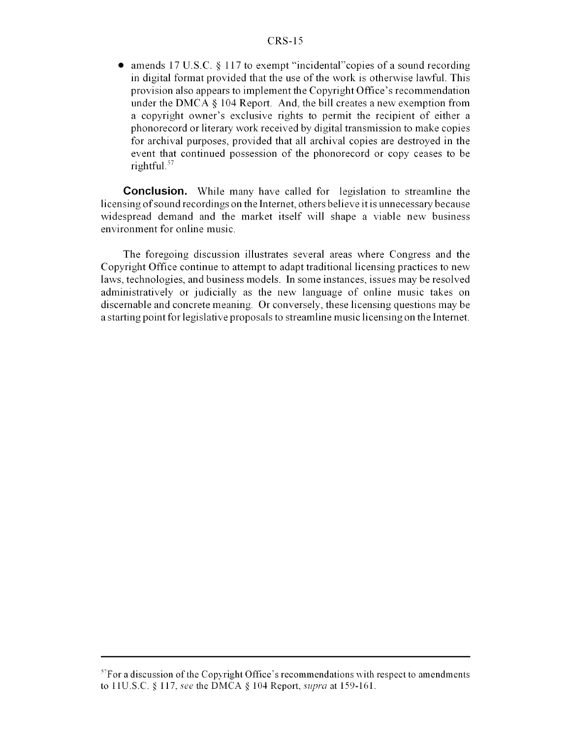- amends 17 U.S.C. § 117 to exempt "incidental"copies of a sound recording in digital format provided that the use of the work is otherwise lawful. This provision also appears to implement the Copyright Office's recommendation under the DMCA § 104 Report. And, the bill creates a new exemption from a copyright owner's exclusive rights to permit the recipient of either a phonorecord or literary work received by digital transmission to make copies for archival purposes, provided that all archival copies are destroyed in the event that continued possession of the phonorecord or copy ceases to be rightful.[57]

**Conclusion.** While many have called for legislation to streamline the licensing of sound recordings on the Internet, others believe it is unnecessary because widespread demand and the market itself will shape a viable new business environment for online music.

The foregoing discussion illustrates several areas where Congress and the Copyright Office continue to attempt to adapt traditional licensing practices to new laws, technologies, and business models. In some instances, issues may be resolved administratively or judicially as the new language of online music takes on discernable and concrete meaning. Or conversely, these licensing questions may be a starting point for legislative proposals to streamline music licensing on the Internet.

---

[57]For a discussion of the Copyright Office's recommendations with respect to amendments to 11U.S.C. § 117, *see* the DMCA § 104 Report, *supra* at 159-161.